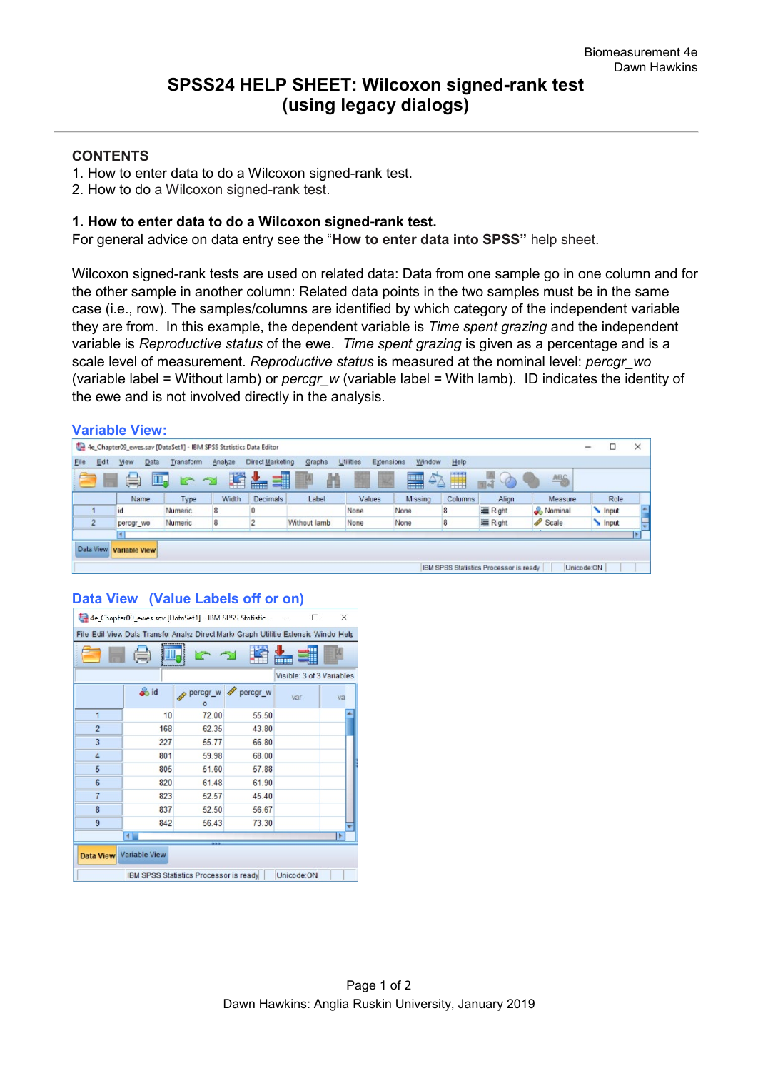# SPSS24 HELP SHEET: Wilcoxon signed-rank test (using legacy dialogs)

## CONTENTS

1. How to enter data to do a Wilcoxon signed-rank test.
2. How to do a Wilcoxon signed-rank test.

### 1. How to enter data to do a Wilcoxon signed-rank test.

For general advice on data entry see the "**How to enter data into SPSS"** help sheet.

Wilcoxon signed-rank tests are used on related data: Data from one sample go in one column and for the other sample in another column: Related data points in the two samples must be in the same case (i.e., row). The samples/columns are identified by which category of the independent variable they are from. In this example, the dependent variable is *Time spent grazing* and the independent variable is *Reproductive status* of the ewe. *Time spent grazing* is given as a percentage and is a scale level of measurement. *Reproductive status* is measured at the nominal level: *percgr_wo* (variable label = Without lamb) or *percgr_w* (variable label = With lamb). ID indicates the identity of the ewe and is not involved directly in the analysis.

**Variable View:**

| | Name | Type | Width | Decimals | Label | Values | Missing | Columns | Align | Measure | Role |
|---|---|---|---|---|---|---|---|---|---|---|---|
| 1 | id | Numeric | 8 | 0 | | None | None | 8 | Right | Nominal | Input |
| 2 | percgr_wo | Numeric | 8 | 2 | Without lamb | None | None | 8 | Right | Scale | Input |

**Data View (Value Labels off or on)**

| | id | percgr_wo | percgr_w |
|---|---|---|---|
| 1 | 10 | 72.00 | 55.50 |
| 2 | 168 | 62.35 | 43.80 |
| 3 | 227 | 55.77 | 66.80 |
| 4 | 801 | 59.98 | 68.00 |
| 5 | 805 | 51.60 | 57.88 |
| 6 | 820 | 61.48 | 61.90 |
| 7 | 823 | 52.57 | 45.40 |
| 8 | 837 | 52.50 | 56.67 |
| 9 | 842 | 56.43 | 73.30 |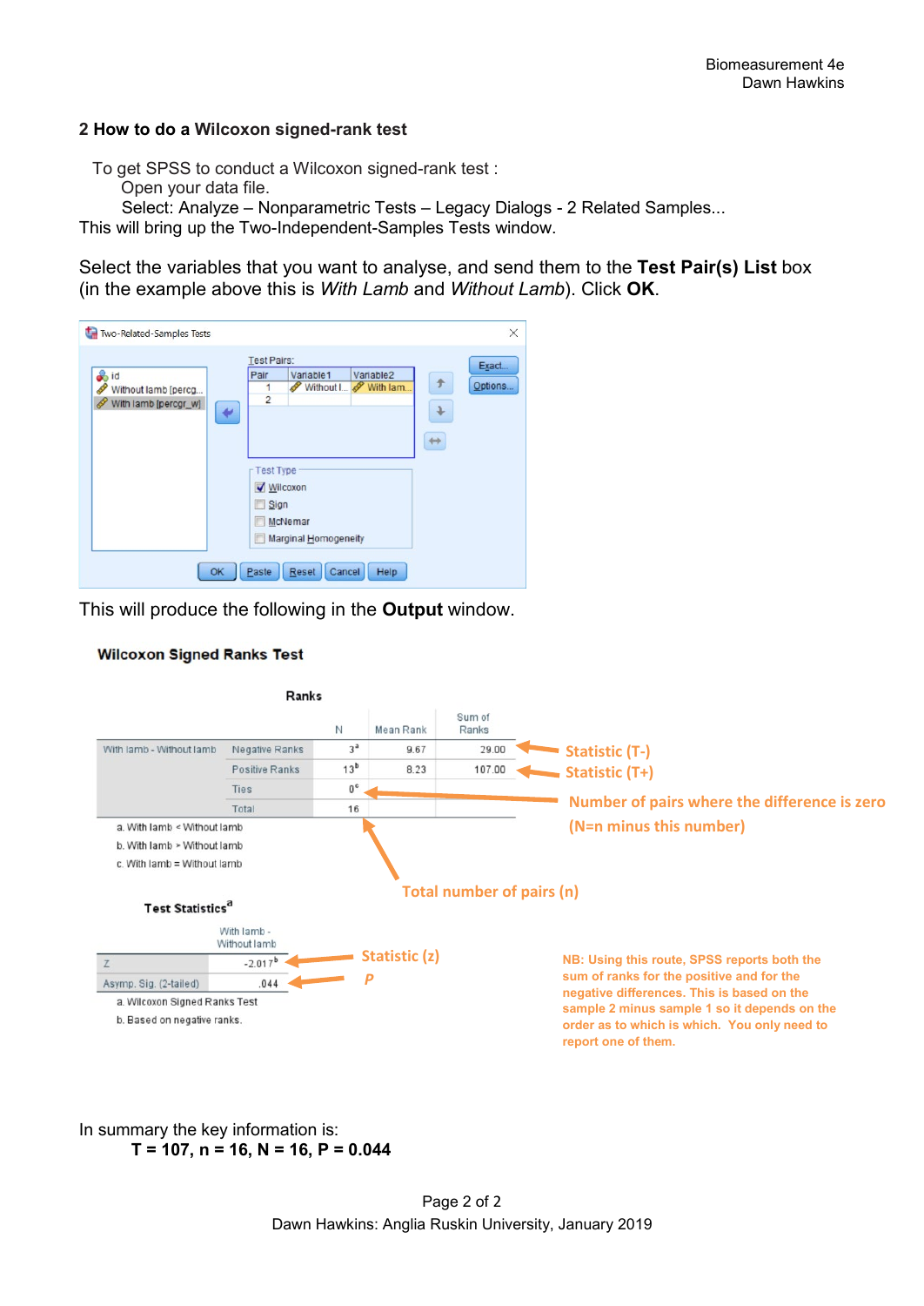## 2 How to do a Wilcoxon signed-rank test

To get SPSS to conduct a Wilcoxon signed-rank test :

Open your data file.

Select: Analyze – Nonparametric Tests – Legacy Dialogs - 2 Related Samples...

This will bring up the Two-Independent-Samples Tests window.

Select the variables that you want to analyse, and send them to the **Test Pair(s) List** box (in the example above this is *With Lamb* and *Without Lamb*). Click **OK**.

Two-Related-Samples Tests

id
Without lamb [percg...
With lamb [percgr_w]

Test Pairs:

| Pair | Variable1 | Variable2 |
|---|---|---|
| 1 | Without l... | With lam... |
| 2 | | |

Exact...
Options...

Test Type
☑ Wilcoxon
☐ Sign
☐ McNemar
☐ Marginal Homogeneity

OK Paste Reset Cancel Help

This will produce the following in the **Output** window.

### Wilcoxon Signed Ranks Test

**Ranks**

| | | N | Mean Rank | Sum of Ranks |
|---|---|---|---|---|
| With lamb - Without lamb | Negative Ranks | 3[a] | 9.67 | 29.00 |
| | Positive Ranks | 13[b] | 8.23 | 107.00 |
| | Ties | 0[c] | | |
| | Total | 16 | | |

a. With lamb < Without lamb

b. With lamb > Without lamb

c. With lamb = Without lamb

Statistic (T-)

Statistic (T+)

Number of pairs where the difference is zero (N=n minus this number)

Total number of pairs (n)

**Test Statistics**[a]

| | With lamb - Without lamb |
|---|---|
| Z | -2.017[b] |
| Asymp. Sig. (2-tailed) | .044 |

a. Wilcoxon Signed Ranks Test

b. Based on negative ranks.

Statistic (z)

*P*

NB: Using this route, SPSS reports both the sum of ranks for the positive and for the negative differences. This is based on the sample 2 minus sample 1 so it depends on the order as to which is which. You only need to report one of them.

In summary the key information is:

**T = 107, n = 16, N = 16, P = 0.044**